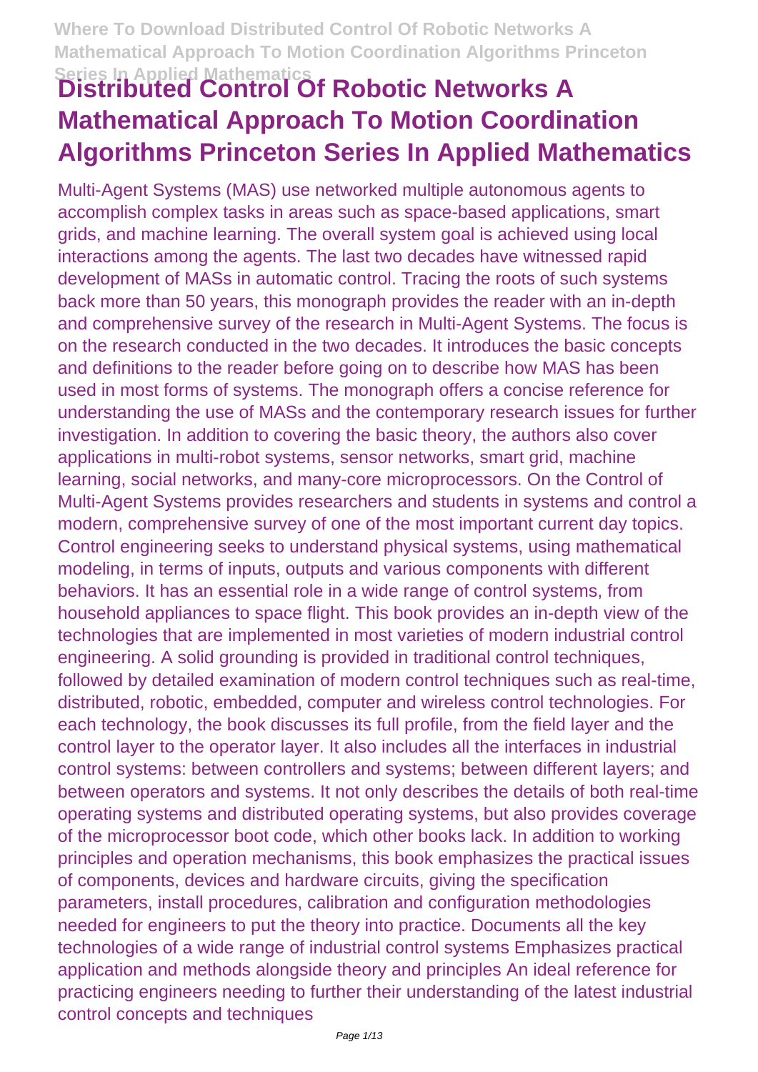# Distributed Control Of Robotic Networks A Mathematical Approach To Motion Coordination Algorithms Princeton Series In Applied Mathematics

Multi-Agent Systems (MAS) use networked multiple autonomous agents to accomplish complex tasks in areas such as space-based applications, smart grids, and machine learning. The overall system goal is achieved using local interactions among the agents. The last two decades have witnessed rapid development of MASs in automatic control. Tracing the roots of such systems back more than 50 years, this monograph provides the reader with an in-depth and comprehensive survey of the research in Multi-Agent Systems. The focus is on the research conducted in the two decades. It introduces the basic concepts and definitions to the reader before going on to describe how MAS has been used in most forms of systems. The monograph offers a concise reference for understanding the use of MASs and the contemporary research issues for further investigation. In addition to covering the basic theory, the authors also cover applications in multi-robot systems, sensor networks, smart grid, machine learning, social networks, and many-core microprocessors. On the Control of Multi-Agent Systems provides researchers and students in systems and control a modern, comprehensive survey of one of the most important current day topics. Control engineering seeks to understand physical systems, using mathematical modeling, in terms of inputs, outputs and various components with different behaviors. It has an essential role in a wide range of control systems, from household appliances to space flight. This book provides an in-depth view of the technologies that are implemented in most varieties of modern industrial control engineering. A solid grounding is provided in traditional control techniques, followed by detailed examination of modern control techniques such as real-time, distributed, robotic, embedded, computer and wireless control technologies. For each technology, the book discusses its full profile, from the field layer and the control layer to the operator layer. It also includes all the interfaces in industrial control systems: between controllers and systems; between different layers; and between operators and systems. It not only describes the details of both real-time operating systems and distributed operating systems, but also provides coverage of the microprocessor boot code, which other books lack. In addition to working principles and operation mechanisms, this book emphasizes the practical issues of components, devices and hardware circuits, giving the specification parameters, install procedures, calibration and configuration methodologies needed for engineers to put the theory into practice. Documents all the key technologies of a wide range of industrial control systems Emphasizes practical application and methods alongside theory and principles An ideal reference for practicing engineers needing to further their understanding of the latest industrial control concepts and techniques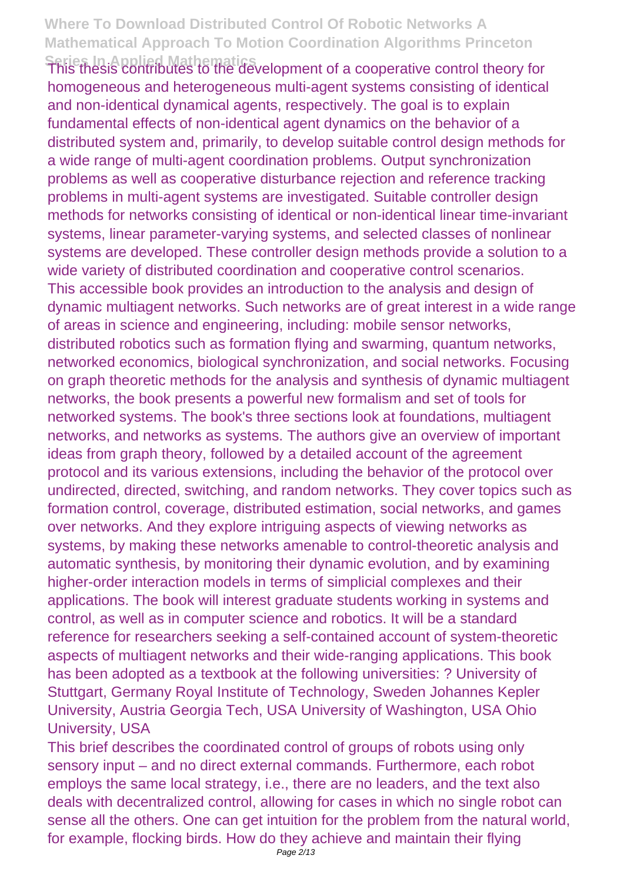This thesis contributes to the development of a cooperative control theory for homogeneous and heterogeneous multi-agent systems consisting of identical and non-identical dynamical agents, respectively. The goal is to explain fundamental effects of non-identical agent dynamics on the behavior of a distributed system and, primarily, to develop suitable control design methods for a wide range of multi-agent coordination problems. Output synchronization problems as well as cooperative disturbance rejection and reference tracking problems in multi-agent systems are investigated. Suitable controller design methods for networks consisting of identical or non-identical linear time-invariant systems, linear parameter-varying systems, and selected classes of nonlinear systems are developed. These controller design methods provide a solution to a wide variety of distributed coordination and cooperative control scenarios.

This accessible book provides an introduction to the analysis and design of dynamic multiagent networks. Such networks are of great interest in a wide range of areas in science and engineering, including: mobile sensor networks, distributed robotics such as formation flying and swarming, quantum networks, networked economics, biological synchronization, and social networks. Focusing on graph theoretic methods for the analysis and synthesis of dynamic multiagent networks, the book presents a powerful new formalism and set of tools for networked systems. The book's three sections look at foundations, multiagent networks, and networks as systems. The authors give an overview of important ideas from graph theory, followed by a detailed account of the agreement protocol and its various extensions, including the behavior of the protocol over undirected, directed, switching, and random networks. They cover topics such as formation control, coverage, distributed estimation, social networks, and games over networks. And they explore intriguing aspects of viewing networks as systems, by making these networks amenable to control-theoretic analysis and automatic synthesis, by monitoring their dynamic evolution, and by examining higher-order interaction models in terms of simplicial complexes and their applications. The book will interest graduate students working in systems and control, as well as in computer science and robotics. It will be a standard reference for researchers seeking a self-contained account of system-theoretic aspects of multiagent networks and their wide-ranging applications. This book has been adopted as a textbook at the following universities: ? University of Stuttgart, Germany Royal Institute of Technology, Sweden Johannes Kepler University, Austria Georgia Tech, USA University of Washington, USA Ohio University, USA

This brief describes the coordinated control of groups of robots using only sensory input – and no direct external commands. Furthermore, each robot employs the same local strategy, i.e., there are no leaders, and the text also deals with decentralized control, allowing for cases in which no single robot can sense all the others. One can get intuition for the problem from the natural world, for example, flocking birds. How do they achieve and maintain their flying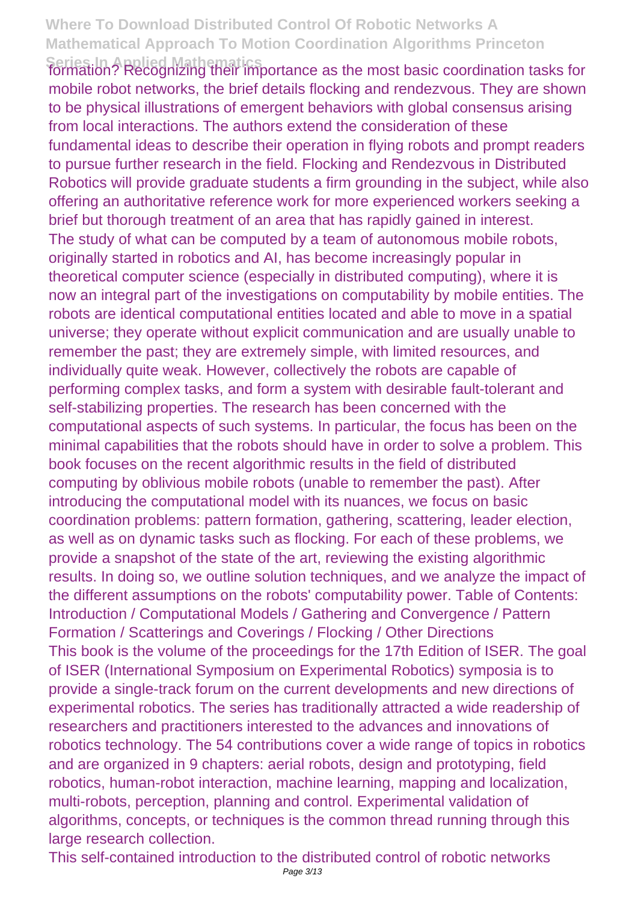formation? Recognizing their importance as the most basic coordination tasks for mobile robot networks, the brief details flocking and rendezvous. They are shown to be physical illustrations of emergent behaviors with global consensus arising from local interactions. The authors extend the consideration of these fundamental ideas to describe their operation in flying robots and prompt readers to pursue further research in the field. Flocking and Rendezvous in Distributed Robotics will provide graduate students a firm grounding in the subject, while also offering an authoritative reference work for more experienced workers seeking a brief but thorough treatment of an area that has rapidly gained in interest.

The study of what can be computed by a team of autonomous mobile robots, originally started in robotics and AI, has become increasingly popular in theoretical computer science (especially in distributed computing), where it is now an integral part of the investigations on computability by mobile entities. The robots are identical computational entities located and able to move in a spatial universe; they operate without explicit communication and are usually unable to remember the past; they are extremely simple, with limited resources, and individually quite weak. However, collectively the robots are capable of performing complex tasks, and form a system with desirable fault-tolerant and self-stabilizing properties. The research has been concerned with the computational aspects of such systems. In particular, the focus has been on the minimal capabilities that the robots should have in order to solve a problem. This book focuses on the recent algorithmic results in the field of distributed computing by oblivious mobile robots (unable to remember the past). After introducing the computational model with its nuances, we focus on basic coordination problems: pattern formation, gathering, scattering, leader election, as well as on dynamic tasks such as flocking. For each of these problems, we provide a snapshot of the state of the art, reviewing the existing algorithmic results. In doing so, we outline solution techniques, and we analyze the impact of the different assumptions on the robots' computability power. Table of Contents: Introduction / Computational Models / Gathering and Convergence / Pattern Formation / Scatterings and Coverings / Flocking / Other Directions

This book is the volume of the proceedings for the 17th Edition of ISER. The goal of ISER (International Symposium on Experimental Robotics) symposia is to provide a single-track forum on the current developments and new directions of experimental robotics. The series has traditionally attracted a wide readership of researchers and practitioners interested to the advances and innovations of robotics technology. The 54 contributions cover a wide range of topics in robotics and are organized in 9 chapters: aerial robots, design and prototyping, field robotics, human-robot interaction, machine learning, mapping and localization, multi-robots, perception, planning and control. Experimental validation of algorithms, concepts, or techniques is the common thread running through this large research collection.

This self-contained introduction to the distributed control of robotic networks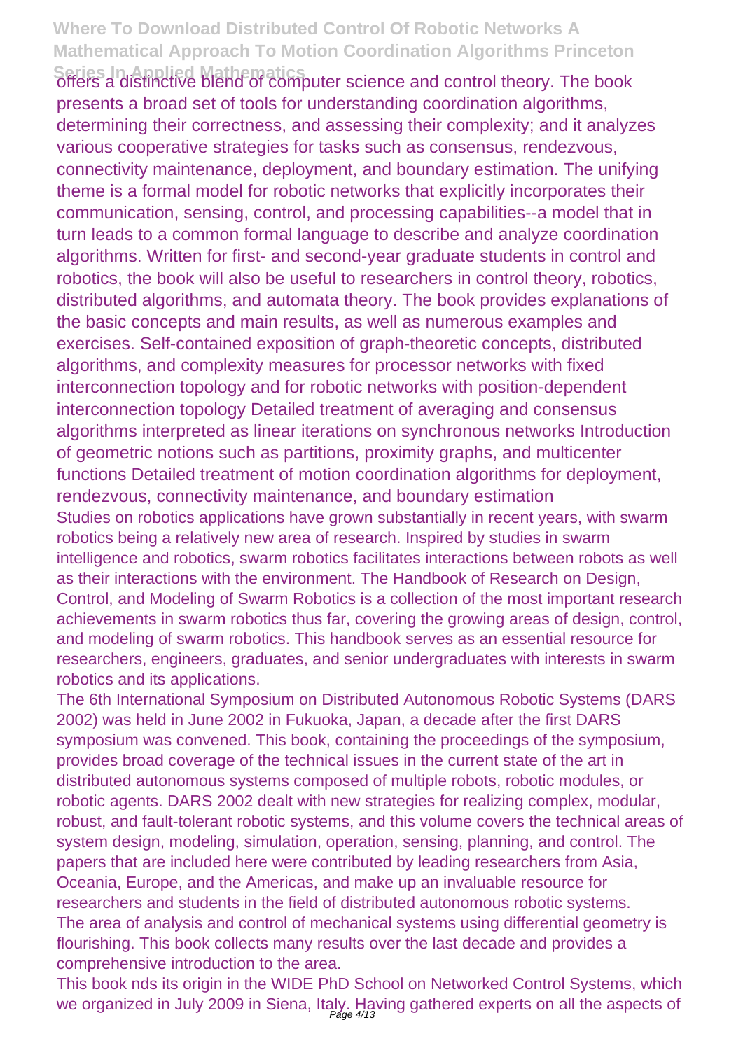offers a distinctive blend of computer science and control theory. The book presents a broad set of tools for understanding coordination algorithms, determining their correctness, and assessing their complexity; and it analyzes various cooperative strategies for tasks such as consensus, rendezvous, connectivity maintenance, deployment, and boundary estimation. The unifying theme is a formal model for robotic networks that explicitly incorporates their communication, sensing, control, and processing capabilities--a model that in turn leads to a common formal language to describe and analyze coordination algorithms. Written for first- and second-year graduate students in control and robotics, the book will also be useful to researchers in control theory, robotics, distributed algorithms, and automata theory. The book provides explanations of the basic concepts and main results, as well as numerous examples and exercises. Self-contained exposition of graph-theoretic concepts, distributed algorithms, and complexity measures for processor networks with fixed interconnection topology and for robotic networks with position-dependent interconnection topology Detailed treatment of averaging and consensus algorithms interpreted as linear iterations on synchronous networks Introduction of geometric notions such as partitions, proximity graphs, and multicenter functions Detailed treatment of motion coordination algorithms for deployment, rendezvous, connectivity maintenance, and boundary estimation

Studies on robotics applications have grown substantially in recent years, with swarm robotics being a relatively new area of research. Inspired by studies in swarm intelligence and robotics, swarm robotics facilitates interactions between robots as well as their interactions with the environment. The Handbook of Research on Design, Control, and Modeling of Swarm Robotics is a collection of the most important research achievements in swarm robotics thus far, covering the growing areas of design, control, and modeling of swarm robotics. This handbook serves as an essential resource for researchers, engineers, graduates, and senior undergraduates with interests in swarm robotics and its applications.

The 6th International Symposium on Distributed Autonomous Robotic Systems (DARS 2002) was held in June 2002 in Fukuoka, Japan, a decade after the first DARS symposium was convened. This book, containing the proceedings of the symposium, provides broad coverage of the technical issues in the current state of the art in distributed autonomous systems composed of multiple robots, robotic modules, or robotic agents. DARS 2002 dealt with new strategies for realizing complex, modular, robust, and fault-tolerant robotic systems, and this volume covers the technical areas of system design, modeling, simulation, operation, sensing, planning, and control. The papers that are included here were contributed by leading researchers from Asia, Oceania, Europe, and the Americas, and make up an invaluable resource for researchers and students in the field of distributed autonomous robotic systems.

The area of analysis and control of mechanical systems using differential geometry is flourishing. This book collects many results over the last decade and provides a comprehensive introduction to the area.

This book nds its origin in the WIDE PhD School on Networked Control Systems, which we organized in July 2009 in Siena, Italy. Having gathered experts on all the aspects of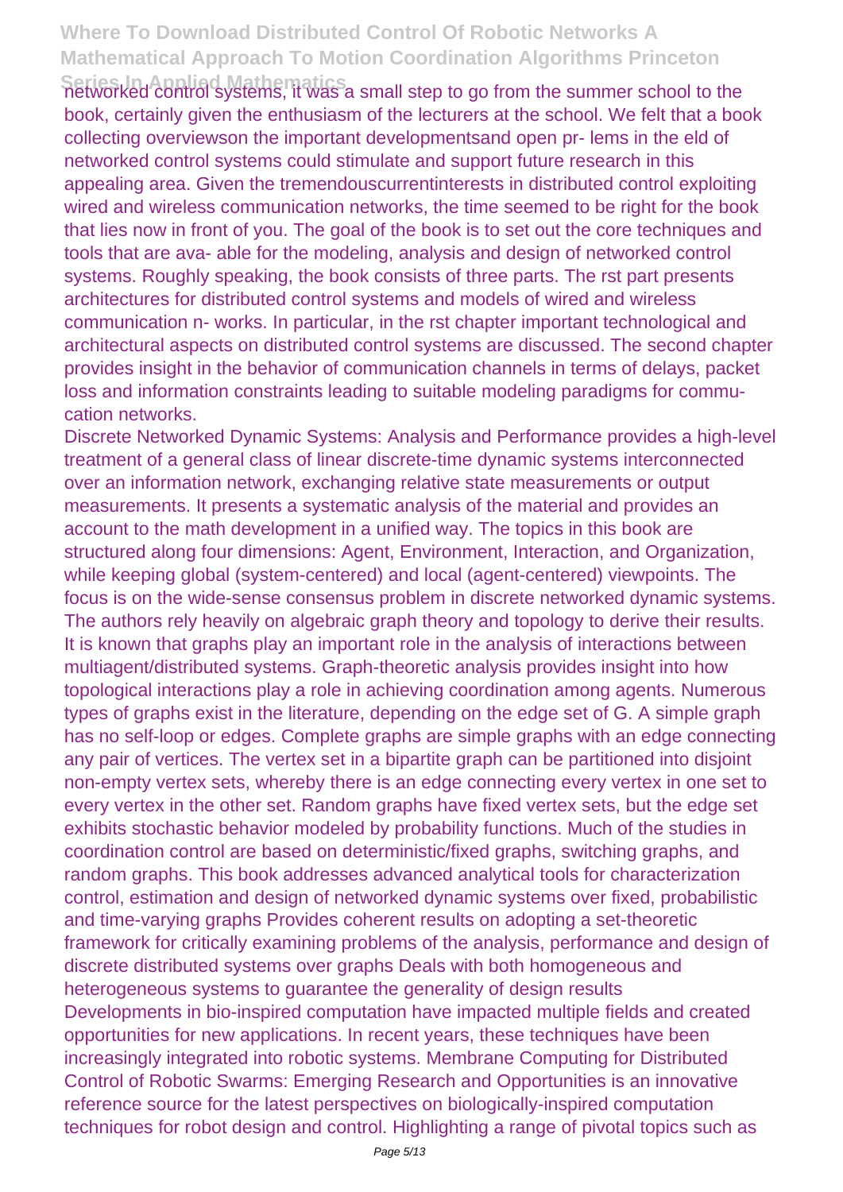networked control systems, it was a small step to go from the summer school to the book, certainly given the enthusiasm of the lecturers at the school. We felt that a book collecting overviewson the important developmentsand open pr- lems in the eld of networked control systems could stimulate and support future research in this appealing area. Given the tremendouscurrentinterests in distributed control exploiting wired and wireless communication networks, the time seemed to be right for the book that lies now in front of you. The goal of the book is to set out the core techniques and tools that are ava- able for the modeling, analysis and design of networked control systems. Roughly speaking, the book consists of three parts. The rst part presents architectures for distributed control systems and models of wired and wireless communication n- works. In particular, in the rst chapter important technological and architectural aspects on distributed control systems are discussed. The second chapter provides insight in the behavior of communication channels in terms of delays, packet loss and information constraints leading to suitable modeling paradigms for commu- cation networks.

Discrete Networked Dynamic Systems: Analysis and Performance provides a high-level treatment of a general class of linear discrete-time dynamic systems interconnected over an information network, exchanging relative state measurements or output measurements. It presents a systematic analysis of the material and provides an account to the math development in a unified way. The topics in this book are structured along four dimensions: Agent, Environment, Interaction, and Organization, while keeping global (system-centered) and local (agent-centered) viewpoints. The focus is on the wide-sense consensus problem in discrete networked dynamic systems. The authors rely heavily on algebraic graph theory and topology to derive their results. It is known that graphs play an important role in the analysis of interactions between multiagent/distributed systems. Graph-theoretic analysis provides insight into how topological interactions play a role in achieving coordination among agents. Numerous types of graphs exist in the literature, depending on the edge set of G. A simple graph has no self-loop or edges. Complete graphs are simple graphs with an edge connecting any pair of vertices. The vertex set in a bipartite graph can be partitioned into disjoint non-empty vertex sets, whereby there is an edge connecting every vertex in one set to every vertex in the other set. Random graphs have fixed vertex sets, but the edge set exhibits stochastic behavior modeled by probability functions. Much of the studies in coordination control are based on deterministic/fixed graphs, switching graphs, and random graphs. This book addresses advanced analytical tools for characterization control, estimation and design of networked dynamic systems over fixed, probabilistic and time-varying graphs Provides coherent results on adopting a set-theoretic framework for critically examining problems of the analysis, performance and design of discrete distributed systems over graphs Deals with both homogeneous and heterogeneous systems to guarantee the generality of design results

Developments in bio-inspired computation have impacted multiple fields and created opportunities for new applications. In recent years, these techniques have been increasingly integrated into robotic systems. Membrane Computing for Distributed Control of Robotic Swarms: Emerging Research and Opportunities is an innovative reference source for the latest perspectives on biologically-inspired computation techniques for robot design and control. Highlighting a range of pivotal topics such as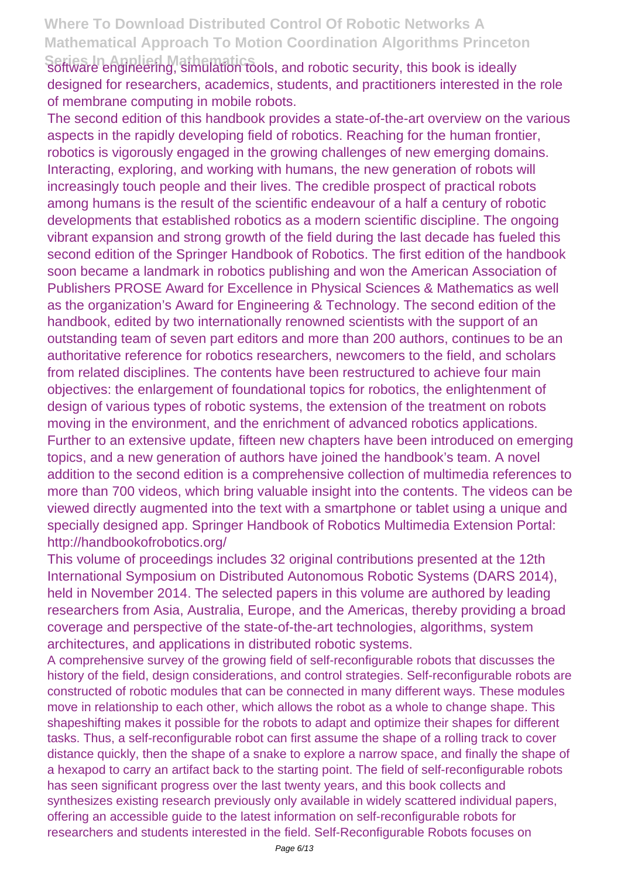software engineering, simulation tools, and robotic security, this book is ideally designed for researchers, academics, students, and practitioners interested in the role of membrane computing in mobile robots.

The second edition of this handbook provides a state-of-the-art overview on the various aspects in the rapidly developing field of robotics. Reaching for the human frontier, robotics is vigorously engaged in the growing challenges of new emerging domains. Interacting, exploring, and working with humans, the new generation of robots will increasingly touch people and their lives. The credible prospect of practical robots among humans is the result of the scientific endeavour of a half a century of robotic developments that established robotics as a modern scientific discipline. The ongoing vibrant expansion and strong growth of the field during the last decade has fueled this second edition of the Springer Handbook of Robotics. The first edition of the handbook soon became a landmark in robotics publishing and won the American Association of Publishers PROSE Award for Excellence in Physical Sciences & Mathematics as well as the organization's Award for Engineering & Technology. The second edition of the handbook, edited by two internationally renowned scientists with the support of an outstanding team of seven part editors and more than 200 authors, continues to be an authoritative reference for robotics researchers, newcomers to the field, and scholars from related disciplines. The contents have been restructured to achieve four main objectives: the enlargement of foundational topics for robotics, the enlightenment of design of various types of robotic systems, the extension of the treatment on robots moving in the environment, and the enrichment of advanced robotics applications. Further to an extensive update, fifteen new chapters have been introduced on emerging topics, and a new generation of authors have joined the handbook's team. A novel addition to the second edition is a comprehensive collection of multimedia references to more than 700 videos, which bring valuable insight into the contents. The videos can be viewed directly augmented into the text with a smartphone or tablet using a unique and specially designed app. Springer Handbook of Robotics Multimedia Extension Portal: http://handbookofrobotics.org/

This volume of proceedings includes 32 original contributions presented at the 12th International Symposium on Distributed Autonomous Robotic Systems (DARS 2014), held in November 2014. The selected papers in this volume are authored by leading researchers from Asia, Australia, Europe, and the Americas, thereby providing a broad coverage and perspective of the state-of-the-art technologies, algorithms, system architectures, and applications in distributed robotic systems.

A comprehensive survey of the growing field of self-reconfigurable robots that discusses the history of the field, design considerations, and control strategies. Self-reconfigurable robots are constructed of robotic modules that can be connected in many different ways. These modules move in relationship to each other, which allows the robot as a whole to change shape. This shapeshifting makes it possible for the robots to adapt and optimize their shapes for different tasks. Thus, a self-reconfigurable robot can first assume the shape of a rolling track to cover distance quickly, then the shape of a snake to explore a narrow space, and finally the shape of a hexapod to carry an artifact back to the starting point. The field of self-reconfigurable robots has seen significant progress over the last twenty years, and this book collects and synthesizes existing research previously only available in widely scattered individual papers, offering an accessible guide to the latest information on self-reconfigurable robots for researchers and students interested in the field. Self-Reconfigurable Robots focuses on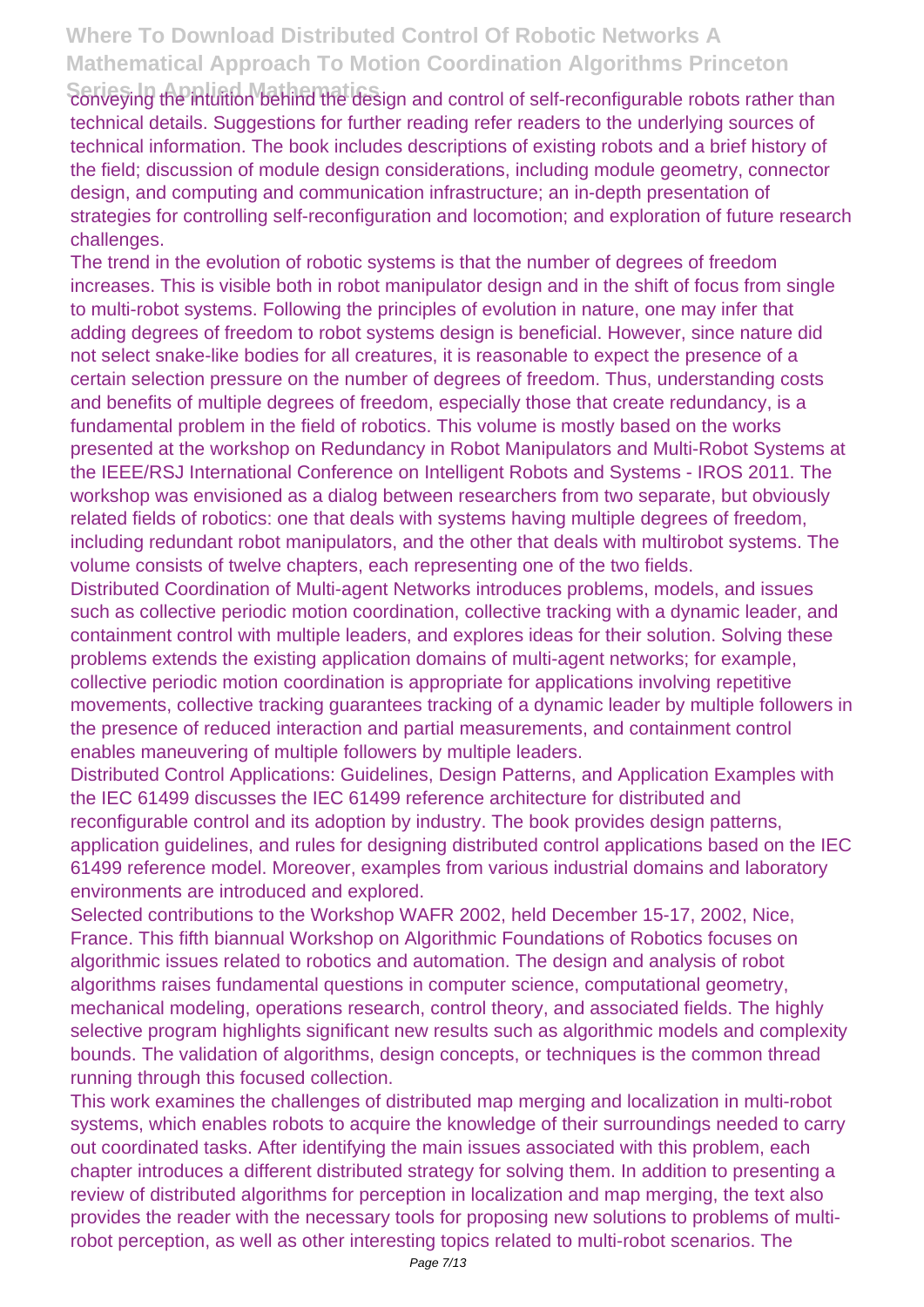conveying the intuition behind the design and control of self-reconfigurable robots rather than technical details. Suggestions for further reading refer readers to the underlying sources of technical information. The book includes descriptions of existing robots and a brief history of the field; discussion of module design considerations, including module geometry, connector design, and computing and communication infrastructure; an in-depth presentation of strategies for controlling self-reconfiguration and locomotion; and exploration of future research challenges.

The trend in the evolution of robotic systems is that the number of degrees of freedom increases. This is visible both in robot manipulator design and in the shift of focus from single to multi-robot systems. Following the principles of evolution in nature, one may infer that adding degrees of freedom to robot systems design is beneficial. However, since nature did not select snake-like bodies for all creatures, it is reasonable to expect the presence of a certain selection pressure on the number of degrees of freedom. Thus, understanding costs and benefits of multiple degrees of freedom, especially those that create redundancy, is a fundamental problem in the field of robotics. This volume is mostly based on the works presented at the workshop on Redundancy in Robot Manipulators and Multi-Robot Systems at the IEEE/RSJ International Conference on Intelligent Robots and Systems - IROS 2011. The workshop was envisioned as a dialog between researchers from two separate, but obviously related fields of robotics: one that deals with systems having multiple degrees of freedom, including redundant robot manipulators, and the other that deals with multirobot systems. The volume consists of twelve chapters, each representing one of the two fields.

Distributed Coordination of Multi-agent Networks introduces problems, models, and issues such as collective periodic motion coordination, collective tracking with a dynamic leader, and containment control with multiple leaders, and explores ideas for their solution. Solving these problems extends the existing application domains of multi-agent networks; for example, collective periodic motion coordination is appropriate for applications involving repetitive movements, collective tracking guarantees tracking of a dynamic leader by multiple followers in the presence of reduced interaction and partial measurements, and containment control enables maneuvering of multiple followers by multiple leaders.

Distributed Control Applications: Guidelines, Design Patterns, and Application Examples with the IEC 61499 discusses the IEC 61499 reference architecture for distributed and reconfigurable control and its adoption by industry. The book provides design patterns, application guidelines, and rules for designing distributed control applications based on the IEC 61499 reference model. Moreover, examples from various industrial domains and laboratory environments are introduced and explored.

Selected contributions to the Workshop WAFR 2002, held December 15-17, 2002, Nice, France. This fifth biannual Workshop on Algorithmic Foundations of Robotics focuses on algorithmic issues related to robotics and automation. The design and analysis of robot algorithms raises fundamental questions in computer science, computational geometry, mechanical modeling, operations research, control theory, and associated fields. The highly selective program highlights significant new results such as algorithmic models and complexity bounds. The validation of algorithms, design concepts, or techniques is the common thread running through this focused collection.

This work examines the challenges of distributed map merging and localization in multi-robot systems, which enables robots to acquire the knowledge of their surroundings needed to carry out coordinated tasks. After identifying the main issues associated with this problem, each chapter introduces a different distributed strategy for solving them. In addition to presenting a review of distributed algorithms for perception in localization and map merging, the text also provides the reader with the necessary tools for proposing new solutions to problems of multi-robot perception, as well as other interesting topics related to multi-robot scenarios. The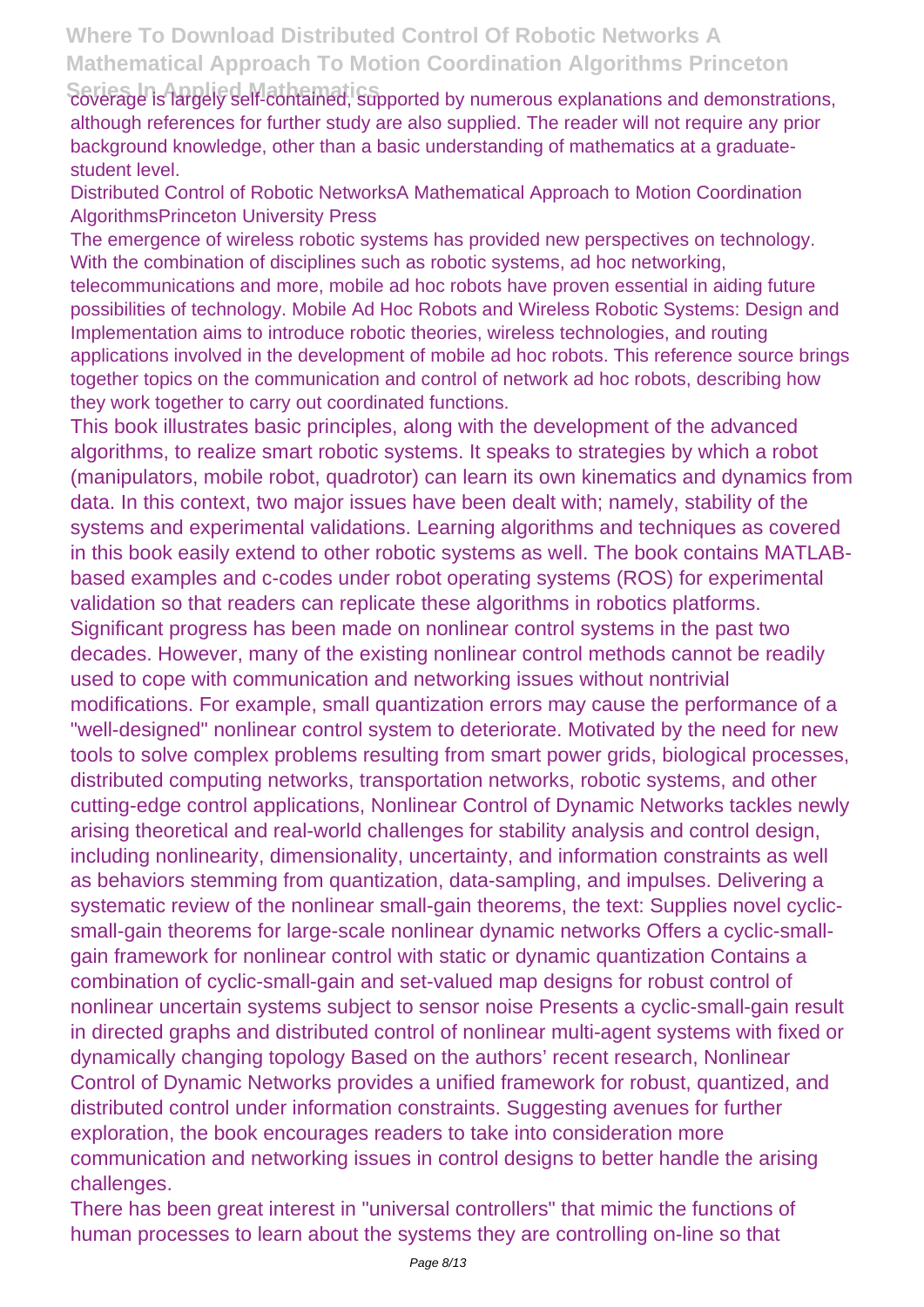coverage is largely self-contained, supported by numerous explanations and demonstrations, although references for further study are also supplied. The reader will not require any prior background knowledge, other than a basic understanding of mathematics at a graduate-student level.

Distributed Control of Robotic NetworksA Mathematical Approach to Motion Coordination AlgorithmsPrinceton University Press

The emergence of wireless robotic systems has provided new perspectives on technology. With the combination of disciplines such as robotic systems, ad hoc networking, telecommunications and more, mobile ad hoc robots have proven essential in aiding future possibilities of technology. Mobile Ad Hoc Robots and Wireless Robotic Systems: Design and Implementation aims to introduce robotic theories, wireless technologies, and routing applications involved in the development of mobile ad hoc robots. This reference source brings together topics on the communication and control of network ad hoc robots, describing how they work together to carry out coordinated functions.

This book illustrates basic principles, along with the development of the advanced algorithms, to realize smart robotic systems. It speaks to strategies by which a robot (manipulators, mobile robot, quadrotor) can learn its own kinematics and dynamics from data. In this context, two major issues have been dealt with; namely, stability of the systems and experimental validations. Learning algorithms and techniques as covered in this book easily extend to other robotic systems as well. The book contains MATLAB-based examples and c-codes under robot operating systems (ROS) for experimental validation so that readers can replicate these algorithms in robotics platforms.

Significant progress has been made on nonlinear control systems in the past two decades. However, many of the existing nonlinear control methods cannot be readily used to cope with communication and networking issues without nontrivial modifications. For example, small quantization errors may cause the performance of a "well-designed" nonlinear control system to deteriorate. Motivated by the need for new tools to solve complex problems resulting from smart power grids, biological processes, distributed computing networks, transportation networks, robotic systems, and other cutting-edge control applications, Nonlinear Control of Dynamic Networks tackles newly arising theoretical and real-world challenges for stability analysis and control design, including nonlinearity, dimensionality, uncertainty, and information constraints as well as behaviors stemming from quantization, data-sampling, and impulses. Delivering a systematic review of the nonlinear small-gain theorems, the text: Supplies novel cyclic-small-gain theorems for large-scale nonlinear dynamic networks Offers a cyclic-small-gain framework for nonlinear control with static or dynamic quantization Contains a combination of cyclic-small-gain and set-valued map designs for robust control of nonlinear uncertain systems subject to sensor noise Presents a cyclic-small-gain result in directed graphs and distributed control of nonlinear multi-agent systems with fixed or dynamically changing topology Based on the authors' recent research, Nonlinear Control of Dynamic Networks provides a unified framework for robust, quantized, and distributed control under information constraints. Suggesting avenues for further exploration, the book encourages readers to take into consideration more communication and networking issues in control designs to better handle the arising challenges.

There has been great interest in "universal controllers" that mimic the functions of human processes to learn about the systems they are controlling on-line so that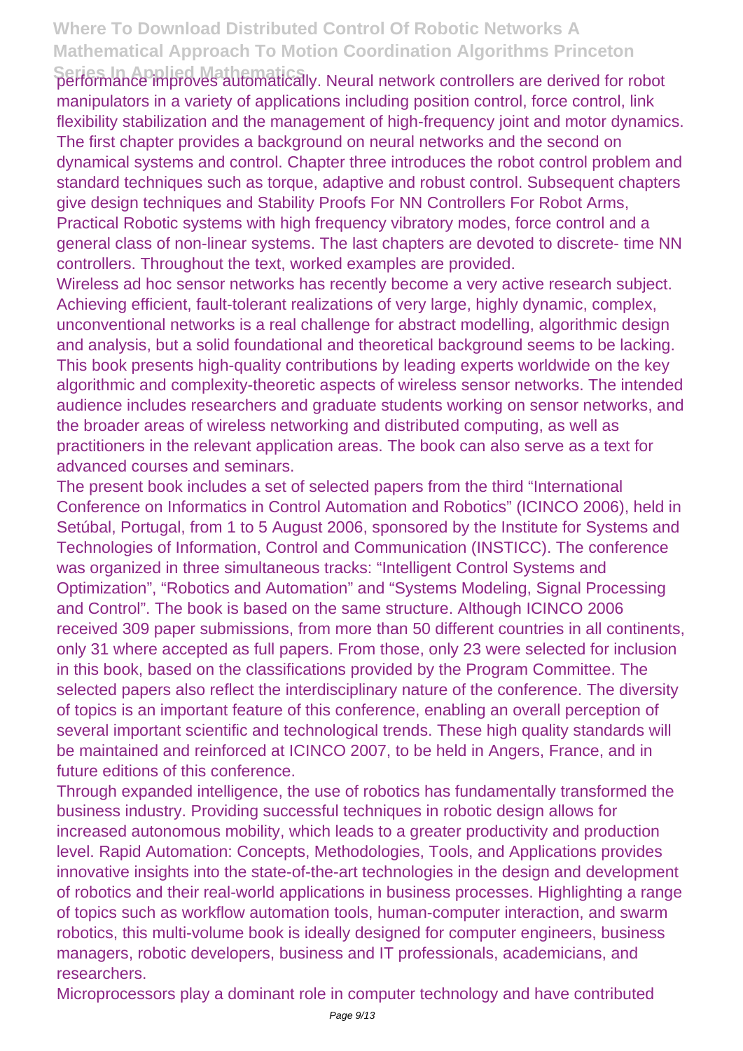performance improves automatically. Neural network controllers are derived for robot manipulators in a variety of applications including position control, force control, link flexibility stabilization and the management of high-frequency joint and motor dynamics. The first chapter provides a background on neural networks and the second on dynamical systems and control. Chapter three introduces the robot control problem and standard techniques such as torque, adaptive and robust control. Subsequent chapters give design techniques and Stability Proofs For NN Controllers For Robot Arms, Practical Robotic systems with high frequency vibratory modes, force control and a general class of non-linear systems. The last chapters are devoted to discrete- time NN controllers. Throughout the text, worked examples are provided.

Wireless ad hoc sensor networks has recently become a very active research subject. Achieving efficient, fault-tolerant realizations of very large, highly dynamic, complex, unconventional networks is a real challenge for abstract modelling, algorithmic design and analysis, but a solid foundational and theoretical background seems to be lacking. This book presents high-quality contributions by leading experts worldwide on the key algorithmic and complexity-theoretic aspects of wireless sensor networks. The intended audience includes researchers and graduate students working on sensor networks, and the broader areas of wireless networking and distributed computing, as well as practitioners in the relevant application areas. The book can also serve as a text for advanced courses and seminars.

The present book includes a set of selected papers from the third "International Conference on Informatics in Control Automation and Robotics" (ICINCO 2006), held in Setúbal, Portugal, from 1 to 5 August 2006, sponsored by the Institute for Systems and Technologies of Information, Control and Communication (INSTICC). The conference was organized in three simultaneous tracks: "Intelligent Control Systems and Optimization", "Robotics and Automation" and "Systems Modeling, Signal Processing and Control". The book is based on the same structure. Although ICINCO 2006 received 309 paper submissions, from more than 50 different countries in all continents, only 31 where accepted as full papers. From those, only 23 were selected for inclusion in this book, based on the classifications provided by the Program Committee. The selected papers also reflect the interdisciplinary nature of the conference. The diversity of topics is an important feature of this conference, enabling an overall perception of several important scientific and technological trends. These high quality standards will be maintained and reinforced at ICINCO 2007, to be held in Angers, France, and in future editions of this conference.

Through expanded intelligence, the use of robotics has fundamentally transformed the business industry. Providing successful techniques in robotic design allows for increased autonomous mobility, which leads to a greater productivity and production level. Rapid Automation: Concepts, Methodologies, Tools, and Applications provides innovative insights into the state-of-the-art technologies in the design and development of robotics and their real-world applications in business processes. Highlighting a range of topics such as workflow automation tools, human-computer interaction, and swarm robotics, this multi-volume book is ideally designed for computer engineers, business managers, robotic developers, business and IT professionals, academicians, and researchers.

Microprocessors play a dominant role in computer technology and have contributed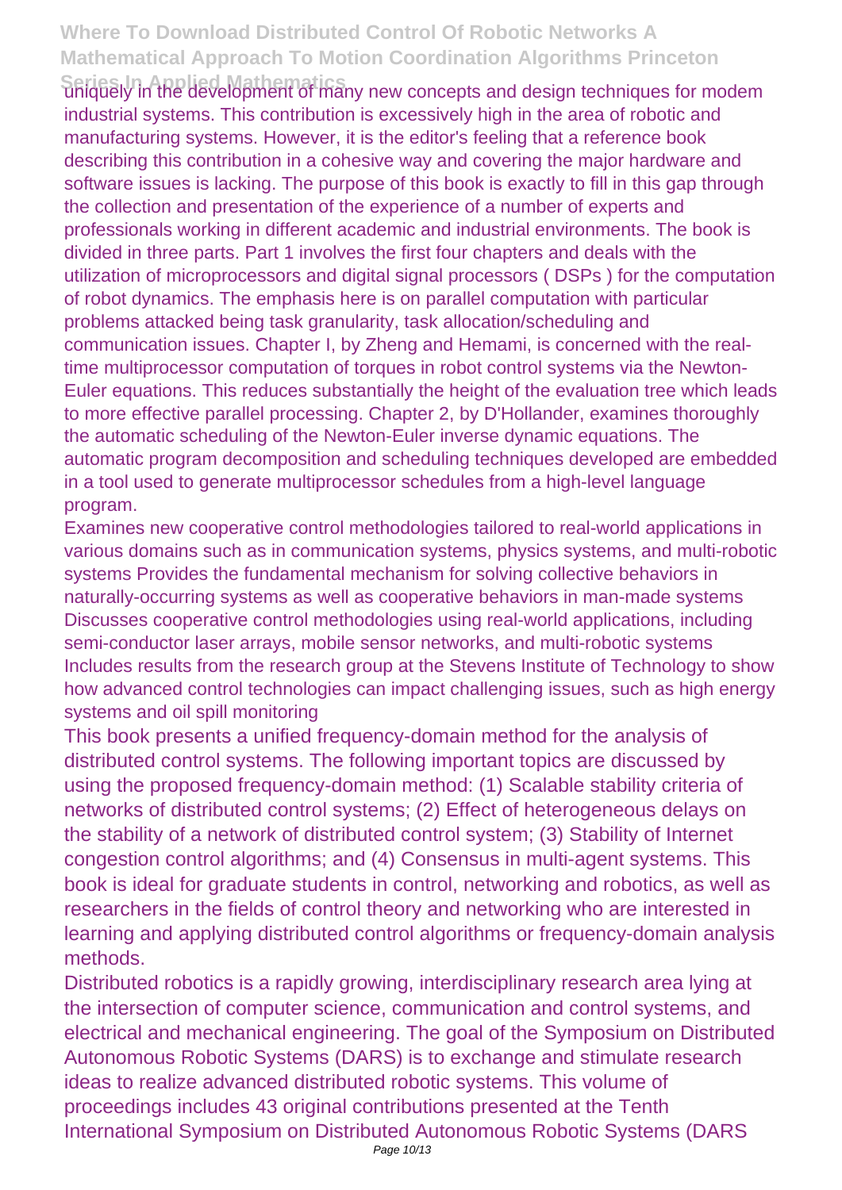uniquely in the development of many new concepts and design techniques for modem industrial systems. This contribution is excessively high in the area of robotic and manufacturing systems. However, it is the editor's feeling that a reference book describing this contribution in a cohesive way and covering the major hardware and software issues is lacking. The purpose of this book is exactly to fill in this gap through the collection and presentation of the experience of a number of experts and professionals working in different academic and industrial environments. The book is divided in three parts. Part 1 involves the first four chapters and deals with the utilization of microprocessors and digital signal processors ( DSPs ) for the computation of robot dynamics. The emphasis here is on parallel computation with particular problems attacked being task granularity, task allocation/scheduling and communication issues. Chapter I, by Zheng and Hemami, is concerned with the real-time multiprocessor computation of torques in robot control systems via the Newton-Euler equations. This reduces substantially the height of the evaluation tree which leads to more effective parallel processing. Chapter 2, by D'Hollander, examines thoroughly the automatic scheduling of the Newton-Euler inverse dynamic equations. The automatic program decomposition and scheduling techniques developed are embedded in a tool used to generate multiprocessor schedules from a high-level language program.

Examines new cooperative control methodologies tailored to real-world applications in various domains such as in communication systems, physics systems, and multi-robotic systems Provides the fundamental mechanism for solving collective behaviors in naturally-occurring systems as well as cooperative behaviors in man-made systems Discusses cooperative control methodologies using real-world applications, including semi-conductor laser arrays, mobile sensor networks, and multi-robotic systems Includes results from the research group at the Stevens Institute of Technology to show how advanced control technologies can impact challenging issues, such as high energy systems and oil spill monitoring

This book presents a unified frequency-domain method for the analysis of distributed control systems. The following important topics are discussed by using the proposed frequency-domain method: (1) Scalable stability criteria of networks of distributed control systems; (2) Effect of heterogeneous delays on the stability of a network of distributed control system; (3) Stability of Internet congestion control algorithms; and (4) Consensus in multi-agent systems. This book is ideal for graduate students in control, networking and robotics, as well as researchers in the fields of control theory and networking who are interested in learning and applying distributed control algorithms or frequency-domain analysis methods.

Distributed robotics is a rapidly growing, interdisciplinary research area lying at the intersection of computer science, communication and control systems, and electrical and mechanical engineering. The goal of the Symposium on Distributed Autonomous Robotic Systems (DARS) is to exchange and stimulate research ideas to realize advanced distributed robotic systems. This volume of proceedings includes 43 original contributions presented at the Tenth International Symposium on Distributed Autonomous Robotic Systems (DARS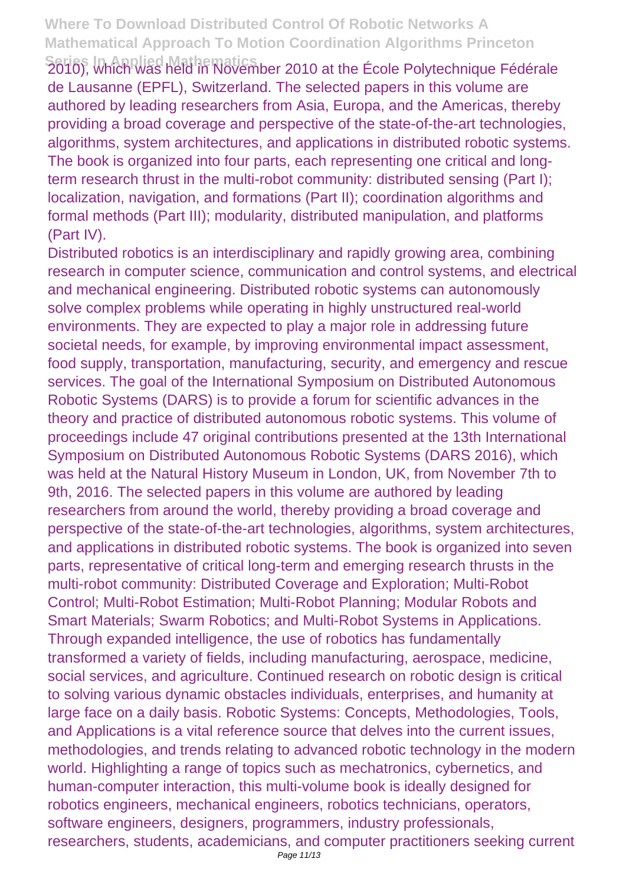2010), which was held in November 2010 at the École Polytechnique Fédérale de Lausanne (EPFL), Switzerland. The selected papers in this volume are authored by leading researchers from Asia, Europa, and the Americas, thereby providing a broad coverage and perspective of the state-of-the-art technologies, algorithms, system architectures, and applications in distributed robotic systems. The book is organized into four parts, each representing one critical and long-term research thrust in the multi-robot community: distributed sensing (Part I); localization, navigation, and formations (Part II); coordination algorithms and formal methods (Part III); modularity, distributed manipulation, and platforms (Part IV).

Distributed robotics is an interdisciplinary and rapidly growing area, combining research in computer science, communication and control systems, and electrical and mechanical engineering. Distributed robotic systems can autonomously solve complex problems while operating in highly unstructured real-world environments. They are expected to play a major role in addressing future societal needs, for example, by improving environmental impact assessment, food supply, transportation, manufacturing, security, and emergency and rescue services. The goal of the International Symposium on Distributed Autonomous Robotic Systems (DARS) is to provide a forum for scientific advances in the theory and practice of distributed autonomous robotic systems. This volume of proceedings include 47 original contributions presented at the 13th International Symposium on Distributed Autonomous Robotic Systems (DARS 2016), which was held at the Natural History Museum in London, UK, from November 7th to 9th, 2016. The selected papers in this volume are authored by leading researchers from around the world, thereby providing a broad coverage and perspective of the state-of-the-art technologies, algorithms, system architectures, and applications in distributed robotic systems. The book is organized into seven parts, representative of critical long-term and emerging research thrusts in the multi-robot community: Distributed Coverage and Exploration; Multi-Robot Control; Multi-Robot Estimation; Multi-Robot Planning; Modular Robots and Smart Materials; Swarm Robotics; and Multi-Robot Systems in Applications.

Through expanded intelligence, the use of robotics has fundamentally transformed a variety of fields, including manufacturing, aerospace, medicine, social services, and agriculture. Continued research on robotic design is critical to solving various dynamic obstacles individuals, enterprises, and humanity at large face on a daily basis. Robotic Systems: Concepts, Methodologies, Tools, and Applications is a vital reference source that delves into the current issues, methodologies, and trends relating to advanced robotic technology in the modern world. Highlighting a range of topics such as mechatronics, cybernetics, and human-computer interaction, this multi-volume book is ideally designed for robotics engineers, mechanical engineers, robotics technicians, operators, software engineers, designers, programmers, industry professionals, researchers, students, academicians, and computer practitioners seeking current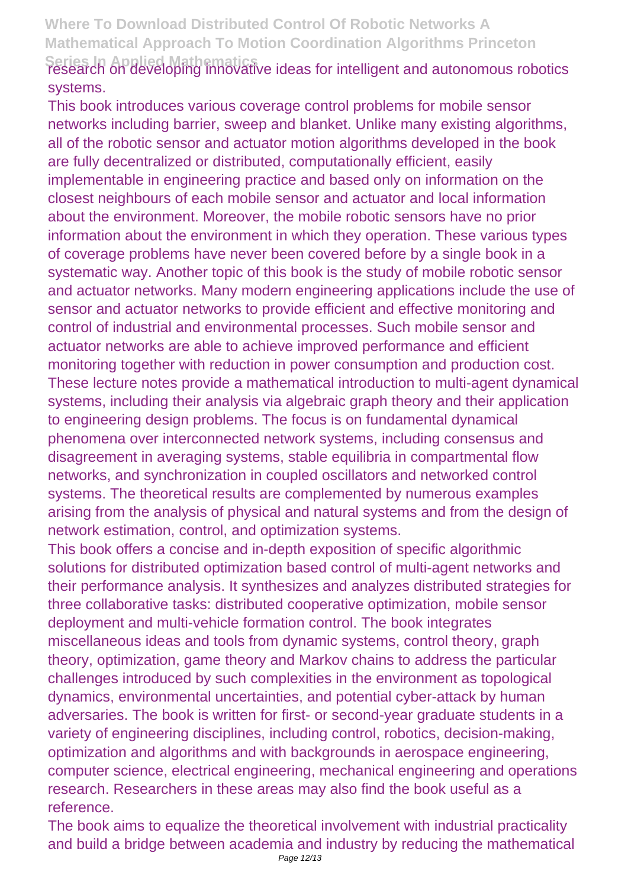research on developing innovative ideas for intelligent and autonomous robotics systems.

This book introduces various coverage control problems for mobile sensor networks including barrier, sweep and blanket. Unlike many existing algorithms, all of the robotic sensor and actuator motion algorithms developed in the book are fully decentralized or distributed, computationally efficient, easily implementable in engineering practice and based only on information on the closest neighbours of each mobile sensor and actuator and local information about the environment. Moreover, the mobile robotic sensors have no prior information about the environment in which they operation. These various types of coverage problems have never been covered before by a single book in a systematic way. Another topic of this book is the study of mobile robotic sensor and actuator networks. Many modern engineering applications include the use of sensor and actuator networks to provide efficient and effective monitoring and control of industrial and environmental processes. Such mobile sensor and actuator networks are able to achieve improved performance and efficient monitoring together with reduction in power consumption and production cost.

These lecture notes provide a mathematical introduction to multi-agent dynamical systems, including their analysis via algebraic graph theory and their application to engineering design problems. The focus is on fundamental dynamical phenomena over interconnected network systems, including consensus and disagreement in averaging systems, stable equilibria in compartmental flow networks, and synchronization in coupled oscillators and networked control systems. The theoretical results are complemented by numerous examples arising from the analysis of physical and natural systems and from the design of network estimation, control, and optimization systems.

This book offers a concise and in-depth exposition of specific algorithmic solutions for distributed optimization based control of multi-agent networks and their performance analysis. It synthesizes and analyzes distributed strategies for three collaborative tasks: distributed cooperative optimization, mobile sensor deployment and multi-vehicle formation control. The book integrates miscellaneous ideas and tools from dynamic systems, control theory, graph theory, optimization, game theory and Markov chains to address the particular challenges introduced by such complexities in the environment as topological dynamics, environmental uncertainties, and potential cyber-attack by human adversaries. The book is written for first- or second-year graduate students in a variety of engineering disciplines, including control, robotics, decision-making, optimization and algorithms and with backgrounds in aerospace engineering, computer science, electrical engineering, mechanical engineering and operations research. Researchers in these areas may also find the book useful as a reference.

The book aims to equalize the theoretical involvement with industrial practicality and build a bridge between academia and industry by reducing the mathematical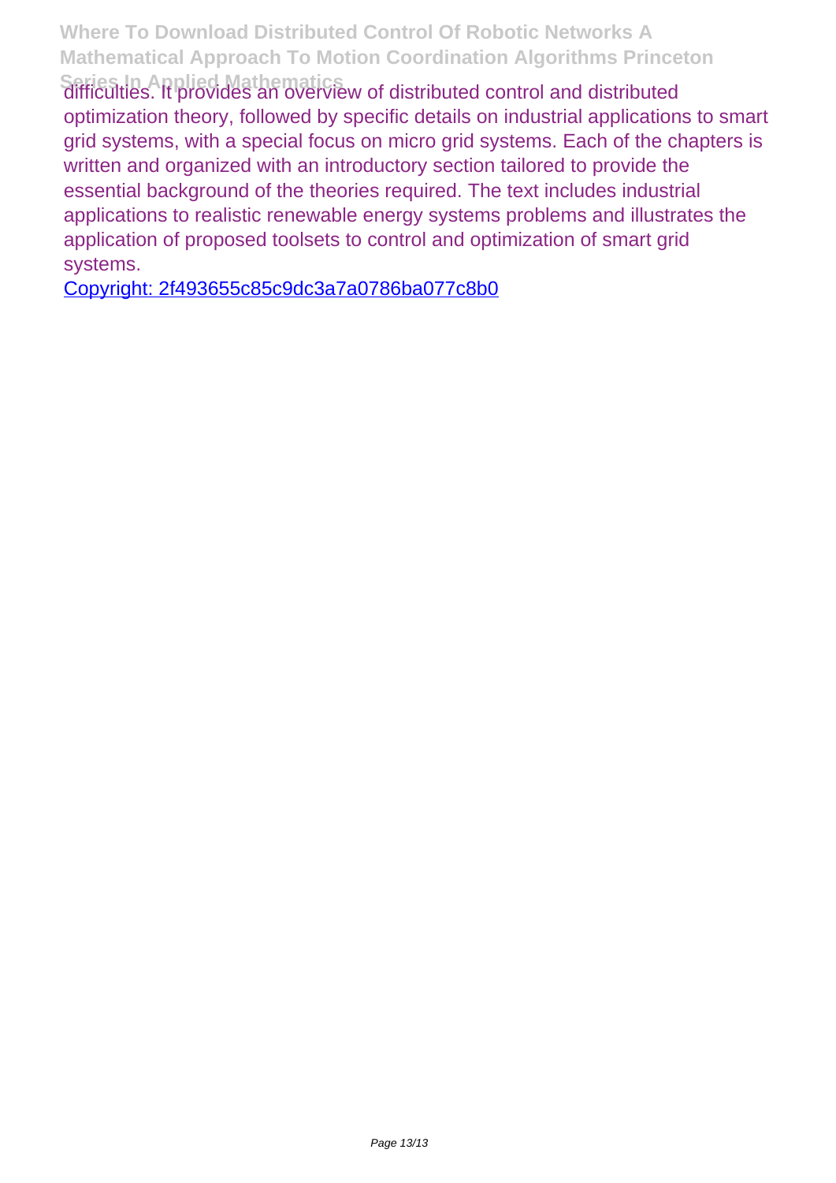difficulties. It provides an overview of distributed control and distributed optimization theory, followed by specific details on industrial applications to smart grid systems, with a special focus on micro grid systems. Each of the chapters is written and organized with an introductory section tailored to provide the essential background of the theories required. The text includes industrial applications to realistic renewable energy systems problems and illustrates the application of proposed toolsets to control and optimization of smart grid systems.

Copyright: 2f493655c85c9dc3a7a0786ba077c8b0